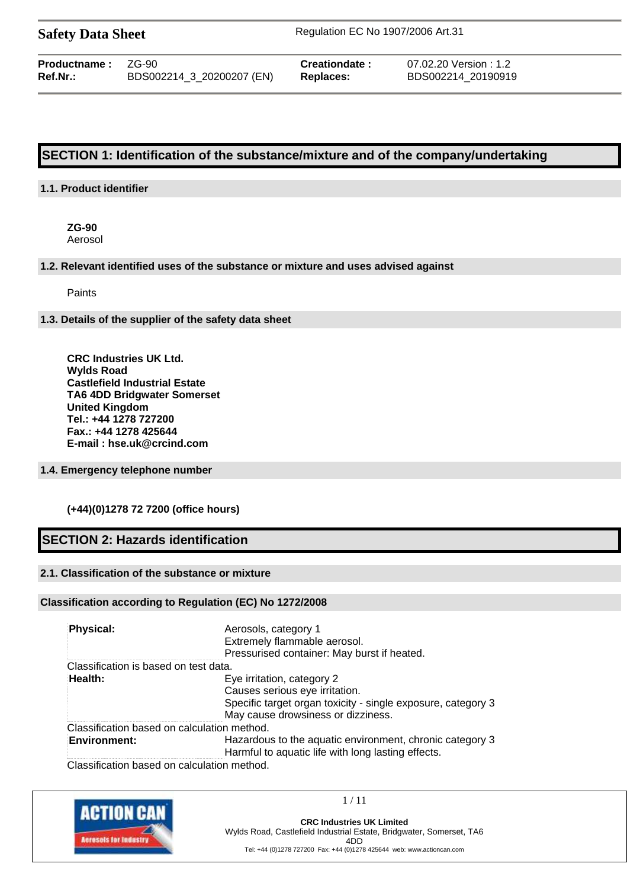**Safety Data Sheet** Regulation EC No 1907/2006 Art.31

| | | | |
|---|---|---|---|
| **Productname :** | ZG-90 | **Creationdate :** | 07.02.20 Version : 1.2 |
| **Ref.Nr.:** | BDS002214_3_20200207 (EN) | **Replaces:** | BDS002214_20190919 |

## SECTION 1: Identification of the substance/mixture and of the company/undertaking

### 1.1. Product identifier

**ZG-90**
Aerosol

### 1.2. Relevant identified uses of the substance or mixture and uses advised against

Paints

### 1.3. Details of the supplier of the safety data sheet

**CRC Industries UK Ltd.**
**Wylds Road**
**Castlefield Industrial Estate**
**TA6 4DD Bridgwater Somerset**
**United Kingdom**
**Tel.: +44 1278 727200**
**Fax.: +44 1278 425644**
**E-mail : hse.uk@crcind.com**

### 1.4. Emergency telephone number

**(+44)(0)1278 72 7200 (office hours)**

## SECTION 2: Hazards identification

### 2.1. Classification of the substance or mixture

#### Classification according to Regulation (EC) No 1272/2008

| | |
|---|---|
| **Physical:** | Aerosols, category 1<br>Extremely flammable aerosol.<br>Pressurised container: May burst if heated. |
| Classification is based on test data. | |
| **Health:** | Eye irritation, category 2<br>Causes serious eye irritation.<br>Specific target organ toxicity - single exposure, category 3<br>May cause drowsiness or dizziness. |
| Classification based on calculation method. | |
| **Environment:** | Hazardous to the aquatic environment, chronic category 3<br>Harmful to aquatic life with long lasting effects. |
| Classification based on calculation method. | |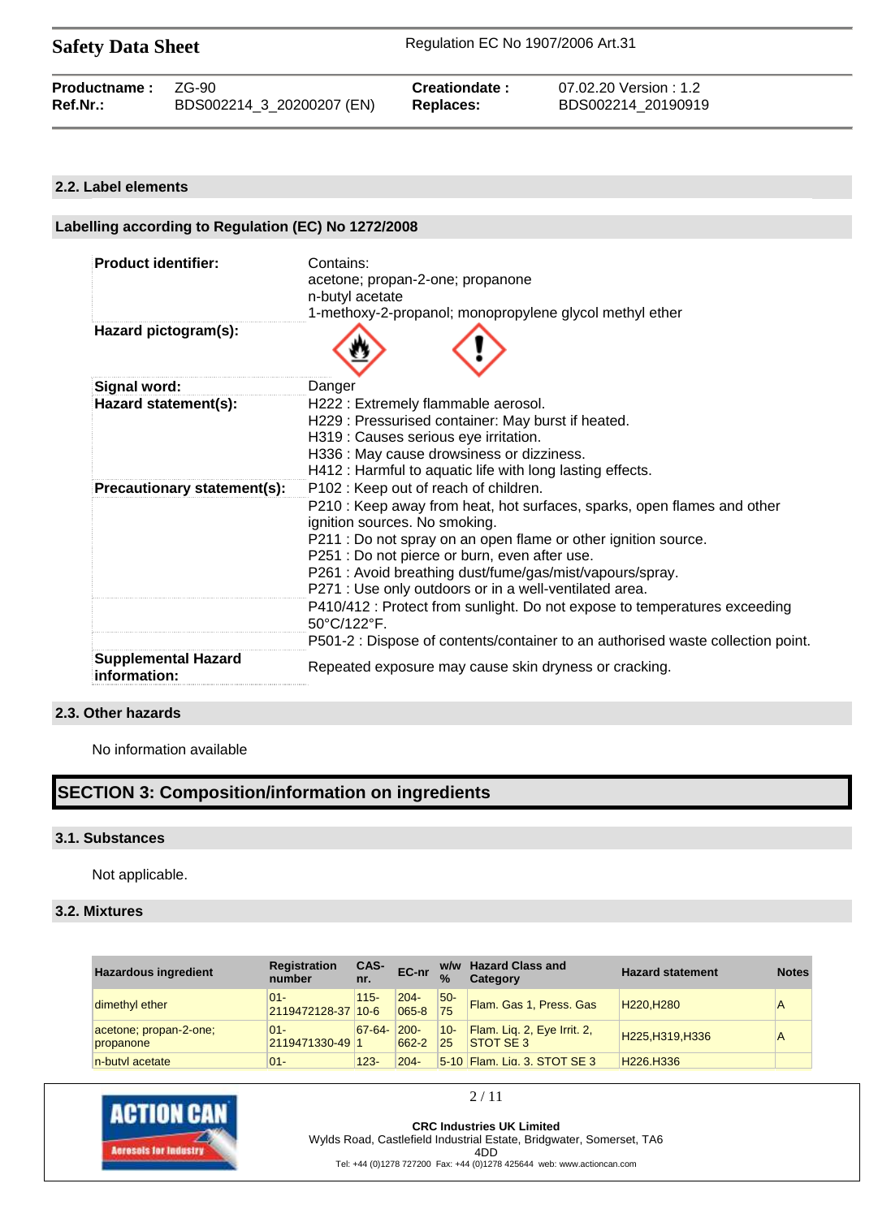## 2.2. Label elements

### Labelling according to Regulation (EC) No 1272/2008

| | |
|---|---|
| **Product identifier:** | Contains:<br>acetone; propan-2-one; propanone<br>n-butyl acetate<br>1-methoxy-2-propanol; monopropylene glycol methyl ether |
| **Hazard pictogram(s):** | |
| **Signal word:** | Danger |
| **Hazard statement(s):** | H222 : Extremely flammable aerosol.<br>H229 : Pressurised container: May burst if heated.<br>H319 : Causes serious eye irritation.<br>H336 : May cause drowsiness or dizziness.<br>H412 : Harmful to aquatic life with long lasting effects. |
| **Precautionary statement(s):** | P102 : Keep out of reach of children. |
| | P210 : Keep away from heat, hot surfaces, sparks, open flames and other ignition sources. No smoking.<br>P211 : Do not spray on an open flame or other ignition source.<br>P251 : Do not pierce or burn, even after use.<br>P261 : Avoid breathing dust/fume/gas/mist/vapours/spray.<br>P271 : Use only outdoors or in a well-ventilated area. |
| | P410/412 : Protect from sunlight. Do not expose to temperatures exceeding 50°C/122°F. |
| | P501-2 : Dispose of contents/container to an authorised waste collection point. |
| **Supplemental Hazard information:** | Repeated exposure may cause skin dryness or cracking. |

## 2.3. Other hazards

No information available

# SECTION 3: Composition/information on ingredients

## 3.1. Substances

Not applicable.

## 3.2. Mixtures

| Hazardous ingredient | Registration number | CAS-nr. | EC-nr | w/w % | Hazard Class and Category | Hazard statement | Notes |
|---|---|---|---|---|---|---|---|
| dimethyl ether | 01-2119472128-37 | 115-10-6 | 204-065-8 | 50-75 | Flam. Gas 1, Press. Gas | H220,H280 | A |
| acetone; propan-2-one; propanone | 01-2119471330-49 | 67-64-1 | 200-662-2 | 10-25 | Flam. Liq. 2, Eye Irrit. 2, STOT SE 3 | H225,H319,H336 | A |
| n-butyl acetate | 01- | 123- | 204- | 5-10 | Flam. Liq. 3, STOT SE 3 | H226,H336 | |

**CRC Industries UK Limited**
Wylds Road, Castlefield Industrial Estate, Bridgwater, Somerset, TA6 4DD
Tel: +44 (0)1278 727200 Fax: +44 (0)1278 425644 web: www.actioncan.com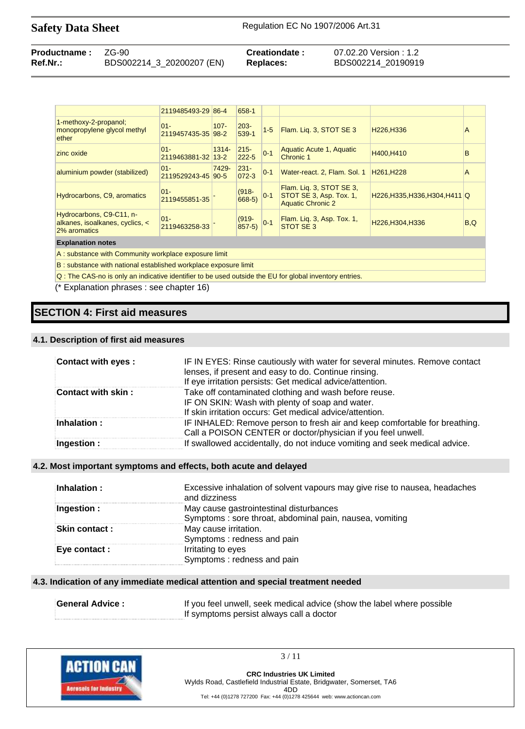|  | 2119485493-29 | 86-4 | 658-1 |  |  |  |  |
|---|---|---|---|---|---|---|---|
| 1-methoxy-2-propanol; monopropylene glycol methyl ether | 01-2119457435-35 | 107-98-2 | 203-539-1 | 1-5 | Flam. Liq. 3, STOT SE 3 | H226,H336 | A |
| zinc oxide | 01-2119463881-32 | 1314-13-2 | 215-222-5 | 0-1 | Aquatic Acute 1, Aquatic Chronic 1 | H400,H410 | B |
| aluminium powder (stabilized) | 01-2119529243-45 | 7429-90-5 | 231-072-3 | 0-1 | Water-react. 2, Flam. Sol. 1 | H261,H228 | A |
| Hydrocarbons, C9, aromatics | 01-2119455851-35 | - | (918-668-5) | 0-1 | Flam. Liq. 3, STOT SE 3, STOT SE 3, Asp. Tox. 1, Aquatic Chronic 2 | H226,H335,H336,H304,H411 | Q |
| Hydrocarbons, C9-C11, n-alkanes, isoalkanes, cyclics, < 2% aromatics | 01-2119463258-33 | - | (919-857-5) | 0-1 | Flam. Liq. 3, Asp. Tox. 1, STOT SE 3 | H226,H304,H336 | B,Q |

**Explanation notes**

A : substance with Community workplace exposure limit

B : substance with national established workplace exposure limit

Q : The CAS-no is only an indicative identifier to be used outside the EU for global inventory entries.

(* Explanation phrases : see chapter 16)

# SECTION 4: First aid measures

## 4.1. Description of first aid measures

| | |
|---|---|
| **Contact with eyes :** | IF IN EYES: Rinse cautiously with water for several minutes. Remove contact lenses, if present and easy to do. Continue rinsing. If eye irritation persists: Get medical advice/attention. |
| **Contact with skin :** | Take off contaminated clothing and wash before reuse. IF ON SKIN: Wash with plenty of soap and water. If skin irritation occurs: Get medical advice/attention. |
| **Inhalation :** | IF INHALED: Remove person to fresh air and keep comfortable for breathing. Call a POISON CENTER or doctor/physician if you feel unwell. |
| **Ingestion :** | If swallowed accidentally, do not induce vomiting and seek medical advice. |

## 4.2. Most important symptoms and effects, both acute and delayed

| | |
|---|---|
| **Inhalation :** | Excessive inhalation of solvent vapours may give rise to nausea, headaches and dizziness |
| **Ingestion :** | May cause gastrointestinal disturbances<br>Symptoms : sore throat, abdominal pain, nausea, vomiting |
| **Skin contact :** | May cause irritation.<br>Symptoms : redness and pain |
| **Eye contact :** | Irritating to eyes<br>Symptoms : redness and pain |

## 4.3. Indication of any immediate medical attention and special treatment needed

| | |
|---|---|
| **General Advice :** | If you feel unwell, seek medical advice (show the label where possible<br>If symptoms persist always call a doctor |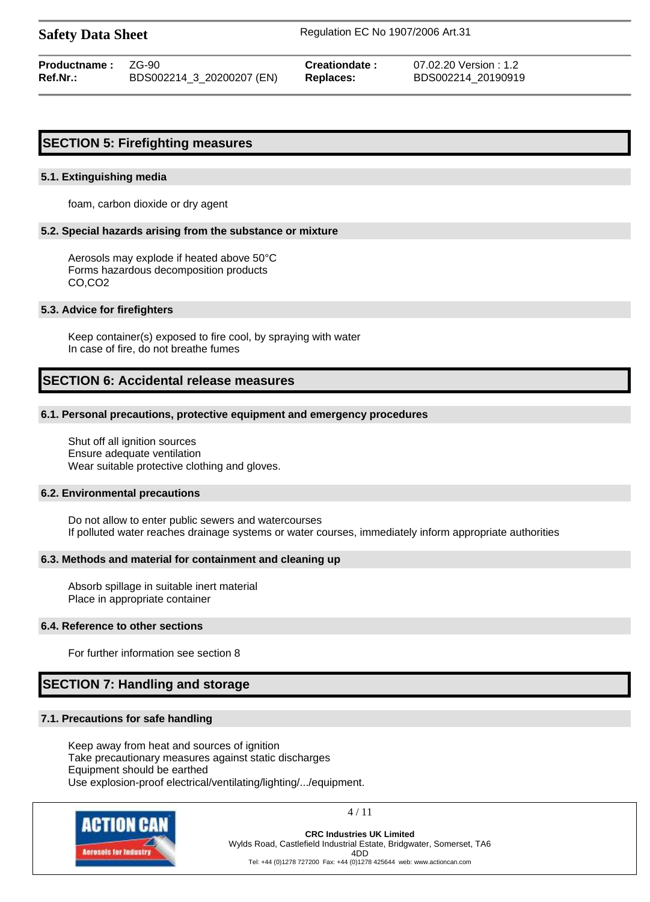## SECTION 5: Firefighting measures

### 5.1. Extinguishing media

foam, carbon dioxide or dry agent

### 5.2. Special hazards arising from the substance or mixture

Aerosols may explode if heated above 50°C
Forms hazardous decomposition products
$CO$,$CO_2$

### 5.3. Advice for firefighters

Keep container(s) exposed to fire cool, by spraying with water
In case of fire, do not breathe fumes

## SECTION 6: Accidental release measures

### 6.1. Personal precautions, protective equipment and emergency procedures

Shut off all ignition sources
Ensure adequate ventilation
Wear suitable protective clothing and gloves.

### 6.2. Environmental precautions

Do not allow to enter public sewers and watercourses
If polluted water reaches drainage systems or water courses, immediately inform appropriate authorities

### 6.3. Methods and material for containment and cleaning up

Absorb spillage in suitable inert material
Place in appropriate container

### 6.4. Reference to other sections

For further information see section 8

## SECTION 7: Handling and storage

### 7.1. Precautions for safe handling

Keep away from heat and sources of ignition
Take precautionary measures against static discharges
Equipment should be earthed
Use explosion-proof electrical/ventilating/lighting/.../equipment.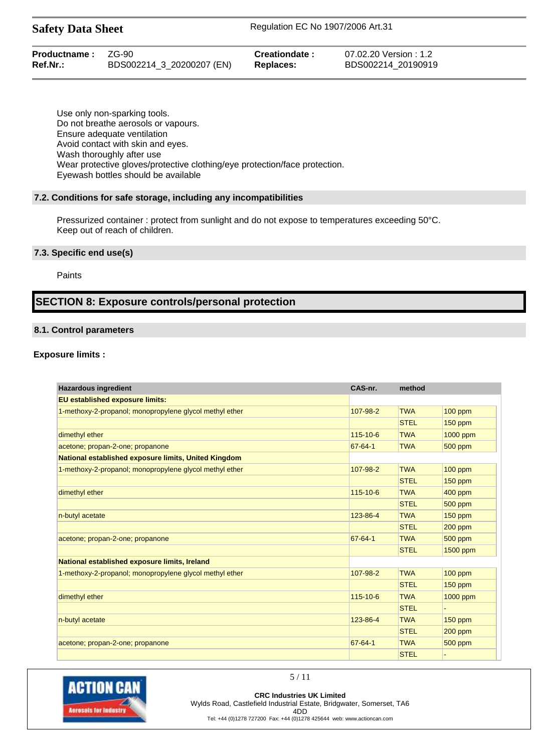Use only non-sparking tools.
Do not breathe aerosols or vapours.
Ensure adequate ventilation
Avoid contact with skin and eyes.
Wash thoroughly after use
Wear protective gloves/protective clothing/eye protection/face protection.
Eyewash bottles should be available

### 7.2. Conditions for safe storage, including any incompatibilities

Pressurized container : protect from sunlight and do not expose to temperatures exceeding 50°C.
Keep out of reach of children.

### 7.3. Specific end use(s)

Paints

## SECTION 8: Exposure controls/personal protection

### 8.1. Control parameters

**Exposure limits :**

| Hazardous ingredient | CAS-nr. | method | |
|---|---|---|---|
| **EU established exposure limits:** | | | |
| 1-methoxy-2-propanol; monopropylene glycol methyl ether | 107-98-2 | TWA | 100 ppm |
| | | STEL | 150 ppm |
| dimethyl ether | 115-10-6 | TWA | 1000 ppm |
| acetone; propan-2-one; propanone | 67-64-1 | TWA | 500 ppm |
| **National established exposure limits, United Kingdom** | | | |
| 1-methoxy-2-propanol; monopropylene glycol methyl ether | 107-98-2 | TWA | 100 ppm |
| | | STEL | 150 ppm |
| dimethyl ether | 115-10-6 | TWA | 400 ppm |
| | | STEL | 500 ppm |
| n-butyl acetate | 123-86-4 | TWA | 150 ppm |
| | | STEL | 200 ppm |
| acetone; propan-2-one; propanone | 67-64-1 | TWA | 500 ppm |
| | | STEL | 1500 ppm |
| **National established exposure limits, Ireland** | | | |
| 1-methoxy-2-propanol; monopropylene glycol methyl ether | 107-98-2 | TWA | 100 ppm |
| | | STEL | 150 ppm |
| dimethyl ether | 115-10-6 | TWA | 1000 ppm |
| | | STEL | - |
| n-butyl acetate | 123-86-4 | TWA | 150 ppm |
| | | STEL | 200 ppm |
| acetone; propan-2-one; propanone | 67-64-1 | TWA | 500 ppm |
| | | STEL | - |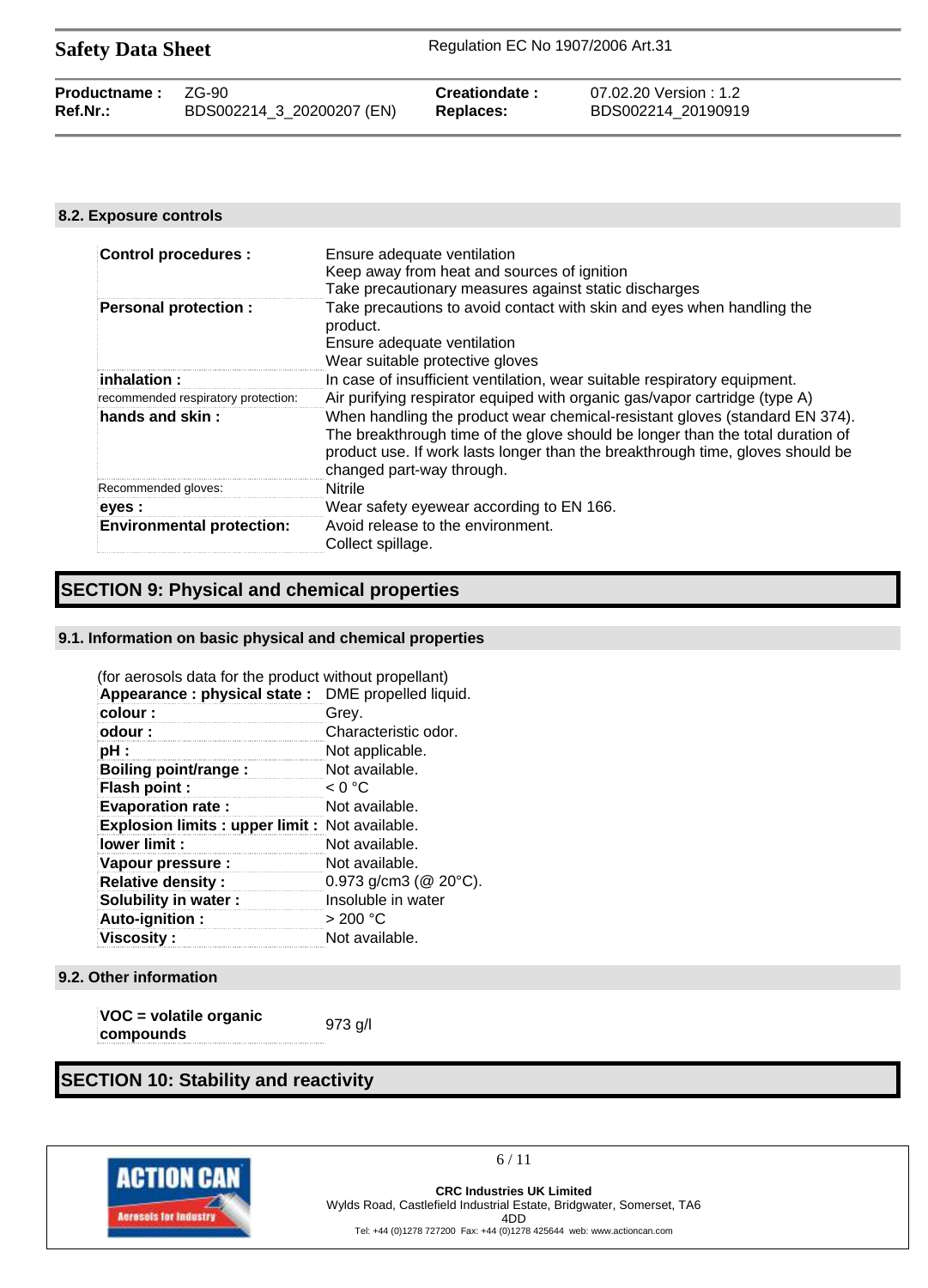#### 8.2. Exposure controls

| | |
|---|---|
| **Control procedures :** | Ensure adequate ventilation<br>Keep away from heat and sources of ignition<br>Take precautionary measures against static discharges |
| **Personal protection :** | Take precautions to avoid contact with skin and eyes when handling the product.<br>Ensure adequate ventilation<br>Wear suitable protective gloves |
| **inhalation :** | In case of insufficient ventilation, wear suitable respiratory equipment. |
| recommended respiratory protection: | Air purifying respirator equiped with organic gas/vapor cartridge (type A) |
| **hands and skin :** | When handling the product wear chemical-resistant gloves (standard EN 374). The breakthrough time of the glove should be longer than the total duration of product use. If work lasts longer than the breakthrough time, gloves should be changed part-way through. |
| Recommended gloves: | Nitrile |
| **eyes :** | Wear safety eyewear according to EN 166. |
| **Environmental protection:** | Avoid release to the environment.<br>Collect spillage. |

## SECTION 9: Physical and chemical properties

#### 9.1. Information on basic physical and chemical properties

(for aerosols data for the product without propellant)

| | |
|---|---|
| **Appearance : physical state :** | DME propelled liquid. |
| **colour :** | Grey. |
| **odour :** | Characteristic odor. |
| **pH :** | Not applicable. |
| **Boiling point/range :** | Not available. |
| **Flash point :** | < 0 °C |
| **Evaporation rate :** | Not available. |
| **Explosion limits : upper limit :** | Not available. |
| **lower limit :** | Not available. |
| **Vapour pressure :** | Not available. |
| **Relative density :** | 0.973 g/cm3 (@ 20°C). |
| **Solubility in water :** | Insoluble in water |
| **Auto-ignition :** | > 200 °C |
| **Viscosity :** | Not available. |

#### 9.2. Other information

| | |
|---|---|
| **VOC = volatile organic compounds** | 973 g/l |

## SECTION 10: Stability and reactivity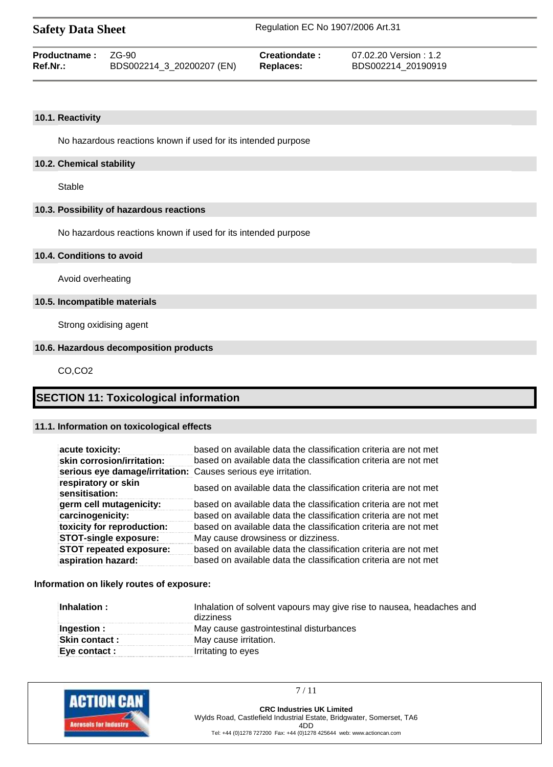### 10.1. Reactivity

No hazardous reactions known if used for its intended purpose

### 10.2. Chemical stability

Stable

### 10.3. Possibility of hazardous reactions

No hazardous reactions known if used for its intended purpose

### 10.4. Conditions to avoid

Avoid overheating

### 10.5. Incompatible materials

Strong oxidising agent

### 10.6. Hazardous decomposition products

CO,$CO_2$

## SECTION 11: Toxicological information

### 11.1. Information on toxicological effects

| | |
|---|---|
| **acute toxicity:** | based on available data the classification criteria are not met |
| **skin corrosion/irritation:** | based on available data the classification criteria are not met |
| **serious eye damage/irritation:** | Causes serious eye irritation. |
| **respiratory or skin sensitisation:** | based on available data the classification criteria are not met |
| **germ cell mutagenicity:** | based on available data the classification criteria are not met |
| **carcinogenicity:** | based on available data the classification criteria are not met |
| **toxicity for reproduction:** | based on available data the classification criteria are not met |
| **STOT-single exposure:** | May cause drowsiness or dizziness. |
| **STOT repeated exposure:** | based on available data the classification criteria are not met |
| **aspiration hazard:** | based on available data the classification criteria are not met |

**Information on likely routes of exposure:**

| | |
|---|---|
| **Inhalation :** | Inhalation of solvent vapours may give rise to nausea, headaches and dizziness |
| **Ingestion :** | May cause gastrointestinal disturbances |
| **Skin contact :** | May cause irritation. |
| **Eye contact :** | Irritating to eyes |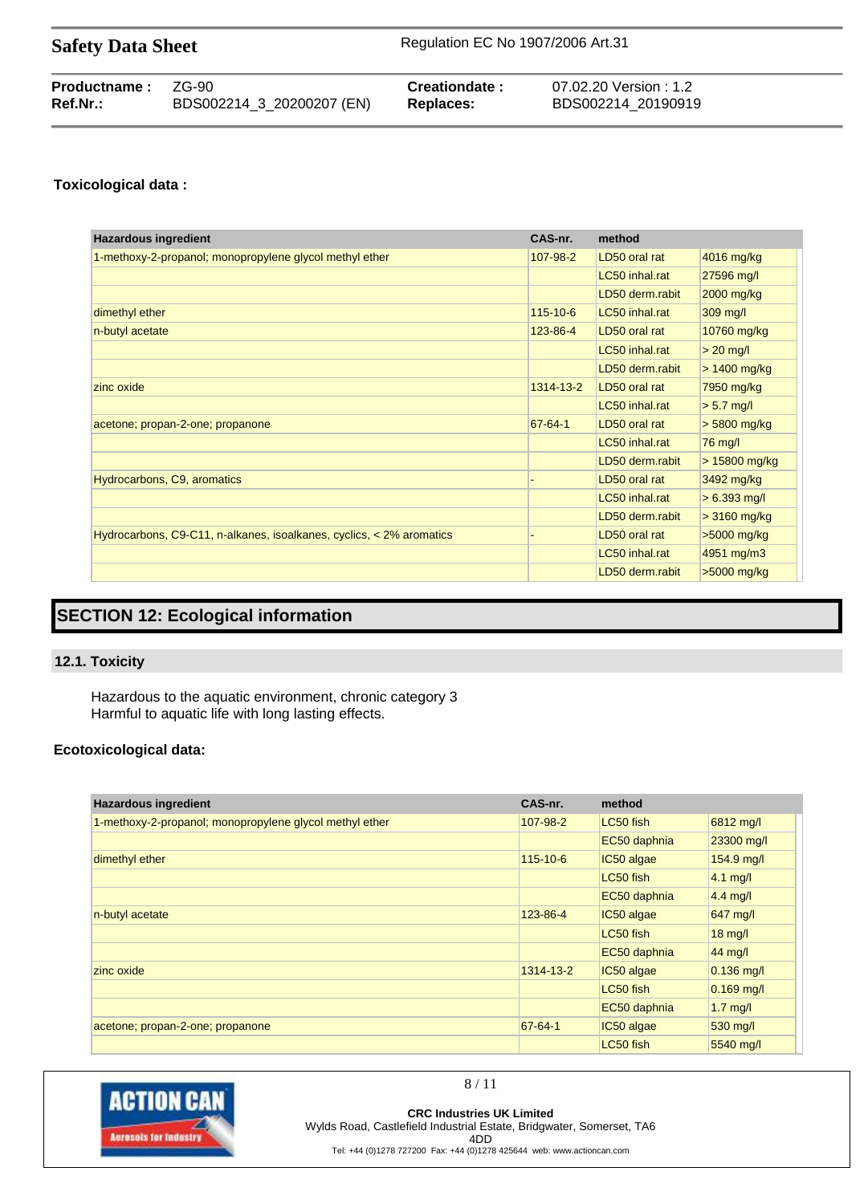**Toxicological data :**

| Hazardous ingredient | CAS-nr. | method | |
|---|---|---|---|
| 1-methoxy-2-propanol; monopropylene glycol methyl ether | 107-98-2 | LD50 oral rat | 4016 mg/kg |
| | | LC50 inhal.rat | 27596 mg/l |
| | | LD50 derm.rabit | 2000 mg/kg |
| dimethyl ether | 115-10-6 | LC50 inhal.rat | 309 mg/l |
| n-butyl acetate | 123-86-4 | LD50 oral rat | 10760 mg/kg |
| | | LC50 inhal.rat | > 20 mg/l |
| | | LD50 derm.rabit | > 1400 mg/kg |
| zinc oxide | 1314-13-2 | LD50 oral rat | 7950 mg/kg |
| | | LC50 inhal.rat | > 5.7 mg/l |
| acetone; propan-2-one; propanone | 67-64-1 | LD50 oral rat | > 5800 mg/kg |
| | | LC50 inhal.rat | 76 mg/l |
| | | LD50 derm.rabit | > 15800 mg/kg |
| Hydrocarbons, C9, aromatics | - | LD50 oral rat | 3492 mg/kg |
| | | LC50 inhal.rat | > 6.393 mg/l |
| | | LD50 derm.rabit | > 3160 mg/kg |
| Hydrocarbons, C9-C11, n-alkanes, isoalkanes, cyclics, < 2% aromatics | - | LD50 oral rat | >5000 mg/kg |
| | | LC50 inhal.rat | 4951 mg/m3 |
| | | LD50 derm.rabit | >5000 mg/kg |

## SECTION 12: Ecological information

### 12.1. Toxicity

Hazardous to the aquatic environment, chronic category 3
Harmful to aquatic life with long lasting effects.

**Ecotoxicological data:**

| Hazardous ingredient | CAS-nr. | method | |
|---|---|---|---|
| 1-methoxy-2-propanol; monopropylene glycol methyl ether | 107-98-2 | LC50 fish | 6812 mg/l |
| | | EC50 daphnia | 23300 mg/l |
| dimethyl ether | 115-10-6 | IC50 algae | 154.9 mg/l |
| | | LC50 fish | 4.1 mg/l |
| | | EC50 daphnia | 4.4 mg/l |
| n-butyl acetate | 123-86-4 | IC50 algae | 647 mg/l |
| | | LC50 fish | 18 mg/l |
| | | EC50 daphnia | 44 mg/l |
| zinc oxide | 1314-13-2 | IC50 algae | 0.136 mg/l |
| | | LC50 fish | 0.169 mg/l |
| | | EC50 daphnia | 1.7 mg/l |
| acetone; propan-2-one; propanone | 67-64-1 | IC50 algae | 530 mg/l |
| | | LC50 fish | 5540 mg/l |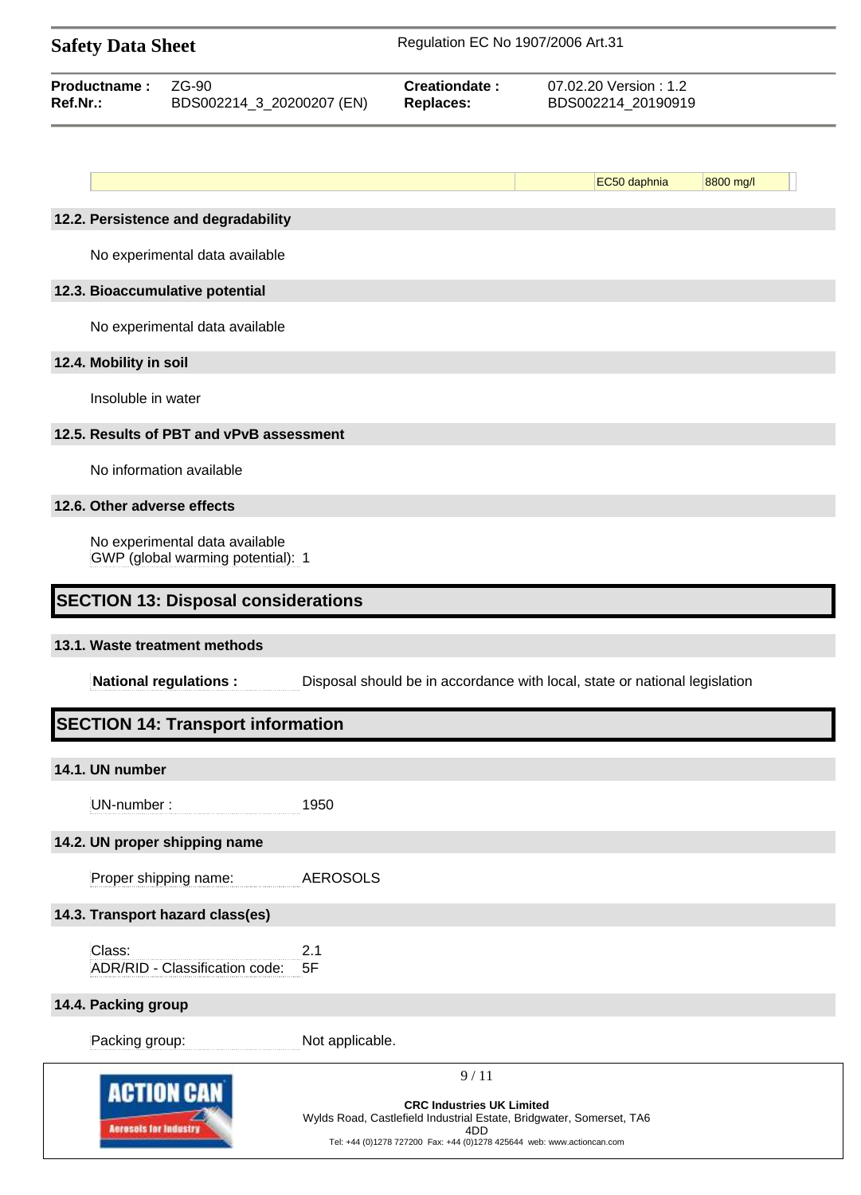| | | EC50 daphnia | 8800 mg/l |
|---|---|---|---|

### 12.2. Persistence and degradability

No experimental data available

### 12.3. Bioaccumulative potential

No experimental data available

### 12.4. Mobility in soil

Insoluble in water

### 12.5. Results of PBT and vPvB assessment

No information available

### 12.6. Other adverse effects

No experimental data available
GWP (global warming potential): 1

## SECTION 13: Disposal considerations

### 13.1. Waste treatment methods

**National regulations :** Disposal should be in accordance with local, state or national legislation

## SECTION 14: Transport information

### 14.1. UN number

UN-number : 1950

### 14.2. UN proper shipping name

Proper shipping name: AEROSOLS

### 14.3. Transport hazard class(es)

Class: 2.1
ADR/RID - Classification code: 5F

### 14.4. Packing group

Packing group: Not applicable.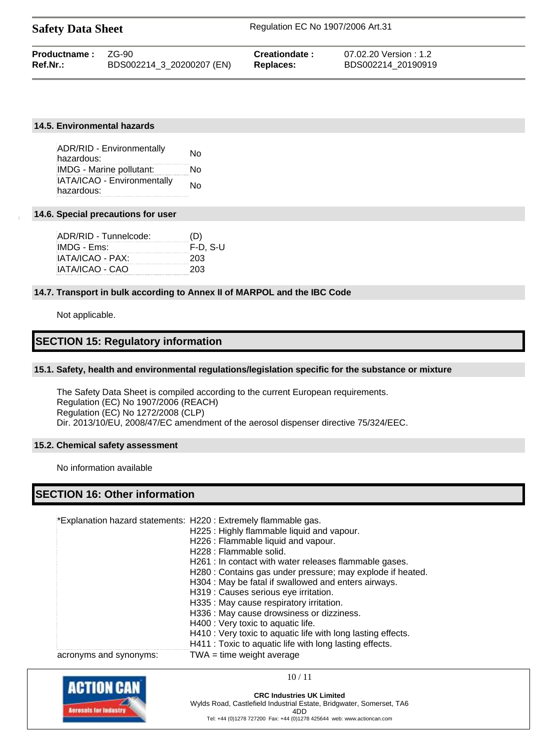### 14.5. Environmental hazards

| | |
|---|---|
| ADR/RID - Environmentally hazardous: | No |
| IMDG - Marine pollutant: | No |
| IATA/ICAO - Environmentally hazardous: | No |

### 14.6. Special precautions for user

| | |
|---|---|
| ADR/RID - Tunnelcode: | (D) |
| IMDG - Ems: | F-D, S-U |
| IATA/ICAO - PAX: | 203 |
| IATA/ICAO - CAO | 203 |

### 14.7. Transport in bulk according to Annex II of MARPOL and the IBC Code

Not applicable.

## SECTION 15: Regulatory information

### 15.1. Safety, health and environmental regulations/legislation specific for the substance or mixture

The Safety Data Sheet is compiled according to the current European requirements.
Regulation (EC) No 1907/2006 (REACH)
Regulation (EC) No 1272/2008 (CLP)
Dir. 2013/10/EU, 2008/47/EC amendment of the aerosol dispenser directive 75/324/EEC.

### 15.2. Chemical safety assessment

No information available

## SECTION 16: Other information

| | |
|---|---|
| *Explanation hazard statements: | H220 : Extremely flammable gas.<br>H225 : Highly flammable liquid and vapour.<br>H226 : Flammable liquid and vapour.<br>H228 : Flammable solid.<br>H261 : In contact with water releases flammable gases.<br>H280 : Contains gas under pressure; may explode if heated.<br>H304 : May be fatal if swallowed and enters airways.<br>H319 : Causes serious eye irritation.<br>H335 : May cause respiratory irritation.<br>H336 : May cause drowsiness or dizziness.<br>H400 : Very toxic to aquatic life.<br>H410 : Very toxic to aquatic life with long lasting effects.<br>H411 : Toxic to aquatic life with long lasting effects. |
| acronyms and synonyms: | TWA = time weight average |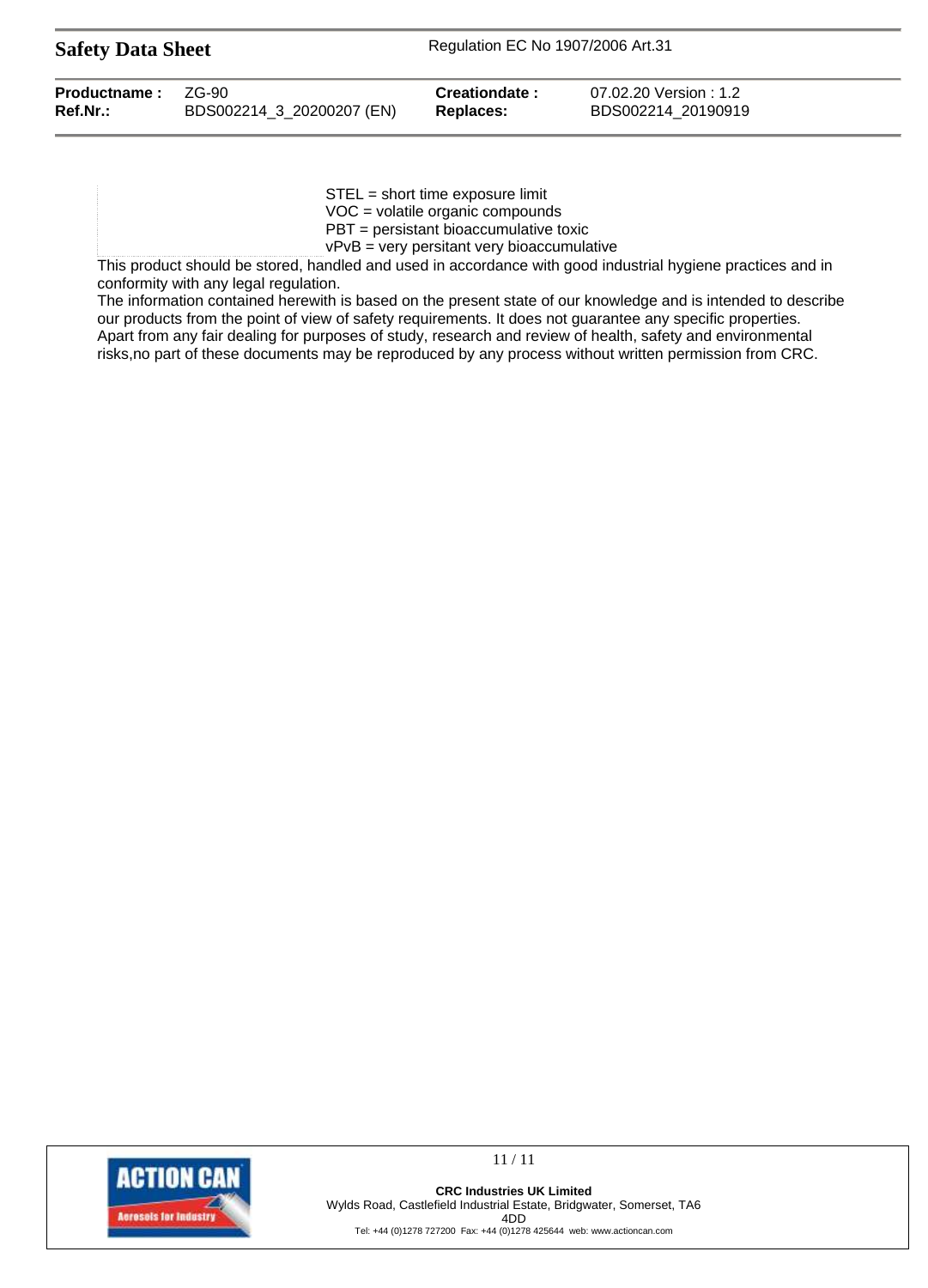STEL = short time exposure limit
VOC = volatile organic compounds
PBT = persistant bioaccumulative toxic
vPvB = very persitant very bioaccumulative

This product should be stored, handled and used in accordance with good industrial hygiene practices and in conformity with any legal regulation.

The information contained herewith is based on the present state of our knowledge and is intended to describe our products from the point of view of safety requirements. It does not guarantee any specific properties.

Apart from any fair dealing for purposes of study, research and review of health, safety and environmental risks,no part of these documents may be reproduced by any process without written permission from CRC.